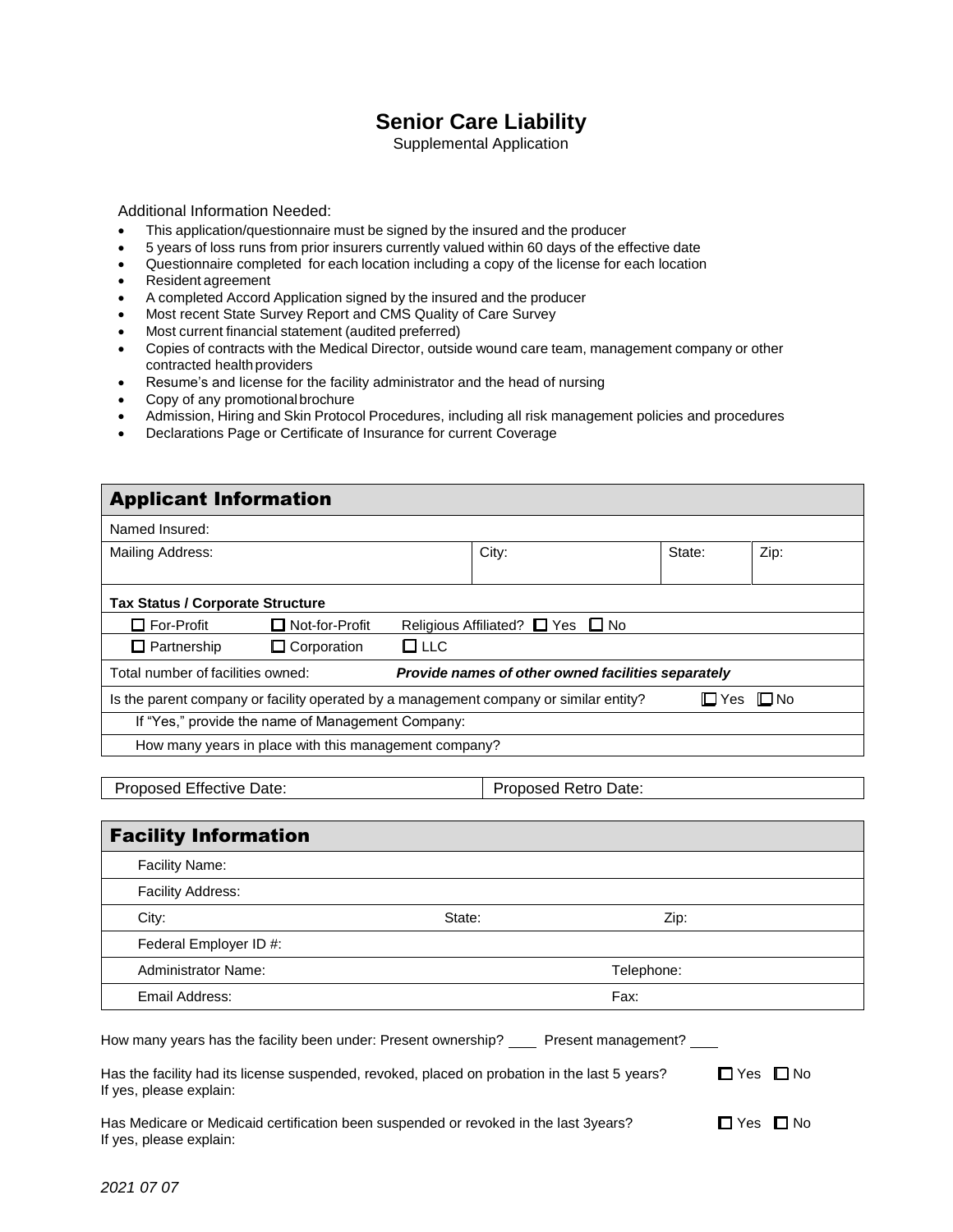# Senior Care Liability

Supplemental Application

Additional Information Needed:

- This application/questionnaire must be signed by the insured and the producer
- 5 years of loss runs from prior insurers currently valued within 60 days of the effective date
- Questionnaire completed for each location including a copy of the license for each location
- Resident agreement
- A completed Accord Application signed by the insured and the producer
- Most recent State Survey Report and CMS Quality of Care Survey
- Most current financial statement (audited preferred)
- Copies of contracts with the Medical Director, outside wound care team, management company or other contracted health providers
- Resume's and license for the facility administrator and the head of nursing
- Copy of any promotional brochure
- Admission, Hiring and Skin Protocol Procedures, including all risk management policies and procedures
- Declarations Page or Certificate of Insurance for current Coverage

## Applicant Information

| Named Insured: | | | |
|---|---|---|---|
| Mailing Address: | City: | State: | Zip: |

**Tax Status / Corporate Structure**

☐ For-Profit ☐ Not-for-Profit Religious Affiliated? ☐ Yes ☐ No

☐ Partnership ☐ Corporation ☐ LLC

Total number of facilities owned: ***Provide names of other owned facilities separately***

Is the parent company or facility operated by a management company or similar entity? ☐ Yes ☐ No

If "Yes," provide the name of Management Company:

How many years in place with this management company?

| Proposed Effective Date: | Proposed Retro Date: |
|---|---|

## Facility Information

| Facility Name: | | |
|---|---|---|
| Facility Address: | | |
| City: | State: | Zip: |
| Federal Employer ID #: | | |
| Administrator Name: | | Telephone: |
| Email Address: | | Fax: |

How many years has the facility been under: Present ownership? \_\_\_\_ Present management? \_\_\_\_

Has the facility had its license suspended, revoked, placed on probation in the last 5 years? ☐ Yes ☐ No
If yes, please explain:

Has Medicare or Medicaid certification been suspended or revoked in the last 3years? ☐ Yes ☐ No
If yes, please explain:

*2021 07 07*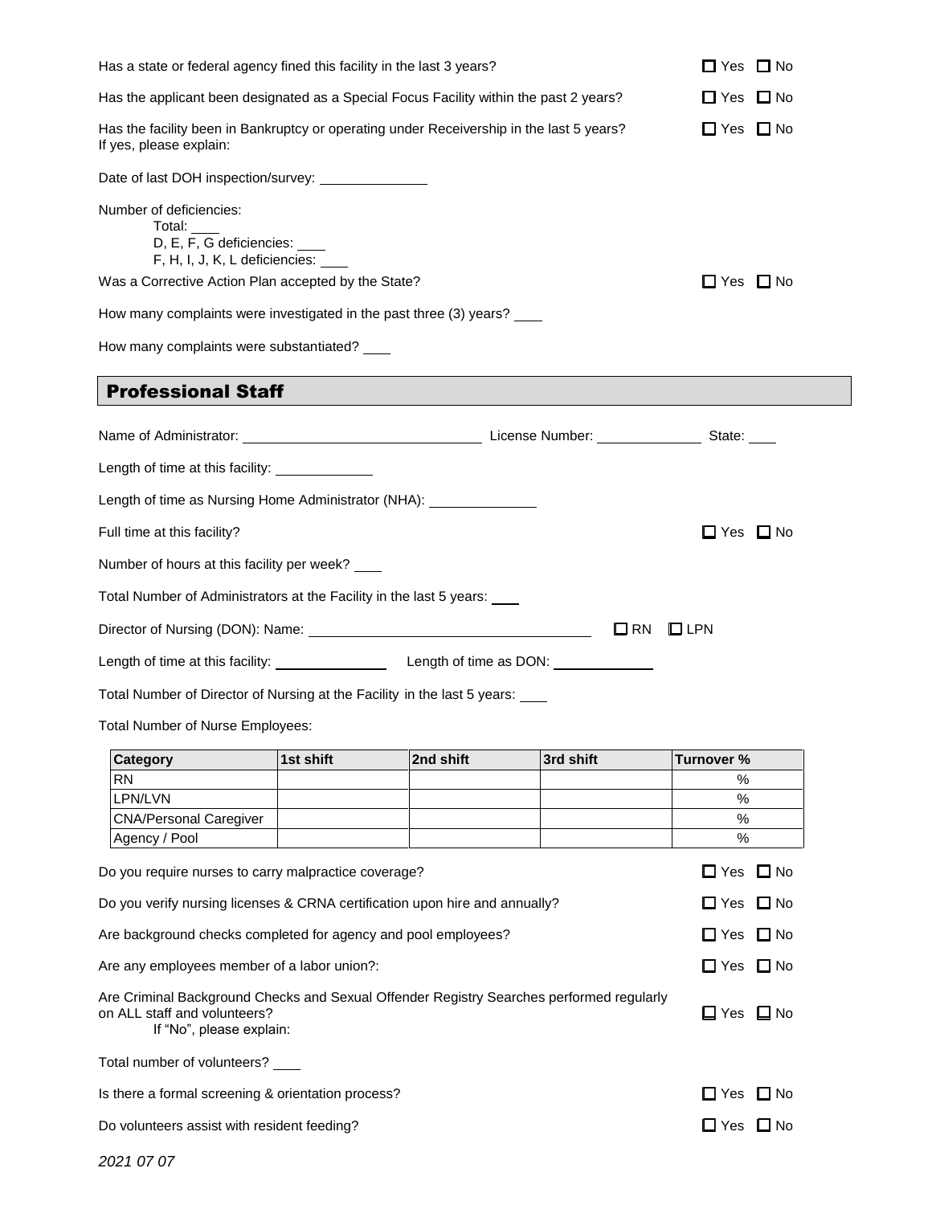Has a state or federal agency fined this facility in the last 3 years? ☐ Yes ☐ No

Has the applicant been designated as a Special Focus Facility within the past 2 years? ☐ Yes ☐ No

Has the facility been in Bankruptcy or operating under Receivership in the last 5 years? ☐ Yes ☐ No
If yes, please explain:

Date of last DOH inspection/survey: ______________

Number of deficiencies:
Total: ____
D, E, F, G deficiencies: ____
F, H, I, J, K, L deficiencies: ____

Was a Corrective Action Plan accepted by the State? ☐ Yes ☐ No

How many complaints were investigated in the past three (3) years? ____

How many complaints were substantiated? ____

## Professional Staff

Name of Administrator: ______________________________ License Number: ______________ State: ____

Length of time at this facility: _____________

Length of time as Nursing Home Administrator (NHA): ______________

Full time at this facility? ☐ Yes ☐ No

Number of hours at this facility per week? ____

Total Number of Administrators at the Facility in the last 5 years: ____

Director of Nursing (DON): Name: ____________________________________ ☐ RN ☐ LPN

Length of time at this facility: _______________ Length of time as DON: _____________

Total Number of Director of Nursing at the Facility in the last 5 years: ____

Total Number of Nurse Employees:

| Category | 1st shift | 2nd shift | 3rd shift | Turnover % |
|---|---|---|---|---|
| RN | | | | % |
| LPN/LVN | | | | % |
| CNA/Personal Caregiver | | | | % |
| Agency / Pool | | | | % |

Do you require nurses to carry malpractice coverage? ☐ Yes ☐ No

Do you verify nursing licenses & CRNA certification upon hire and annually? ☐ Yes ☐ No

Are background checks completed for agency and pool employees? ☐ Yes ☐ No

Are any employees member of a labor union?: ☐ Yes ☐ No

Are Criminal Background Checks and Sexual Offender Registry Searches performed regularly on ALL staff and volunteers? ☐ Yes ☐ No
If "No", please explain:

Total number of volunteers? ____

Is there a formal screening & orientation process? ☐ Yes ☐ No

Do volunteers assist with resident feeding? ☐ Yes ☐ No

*2021 07 07*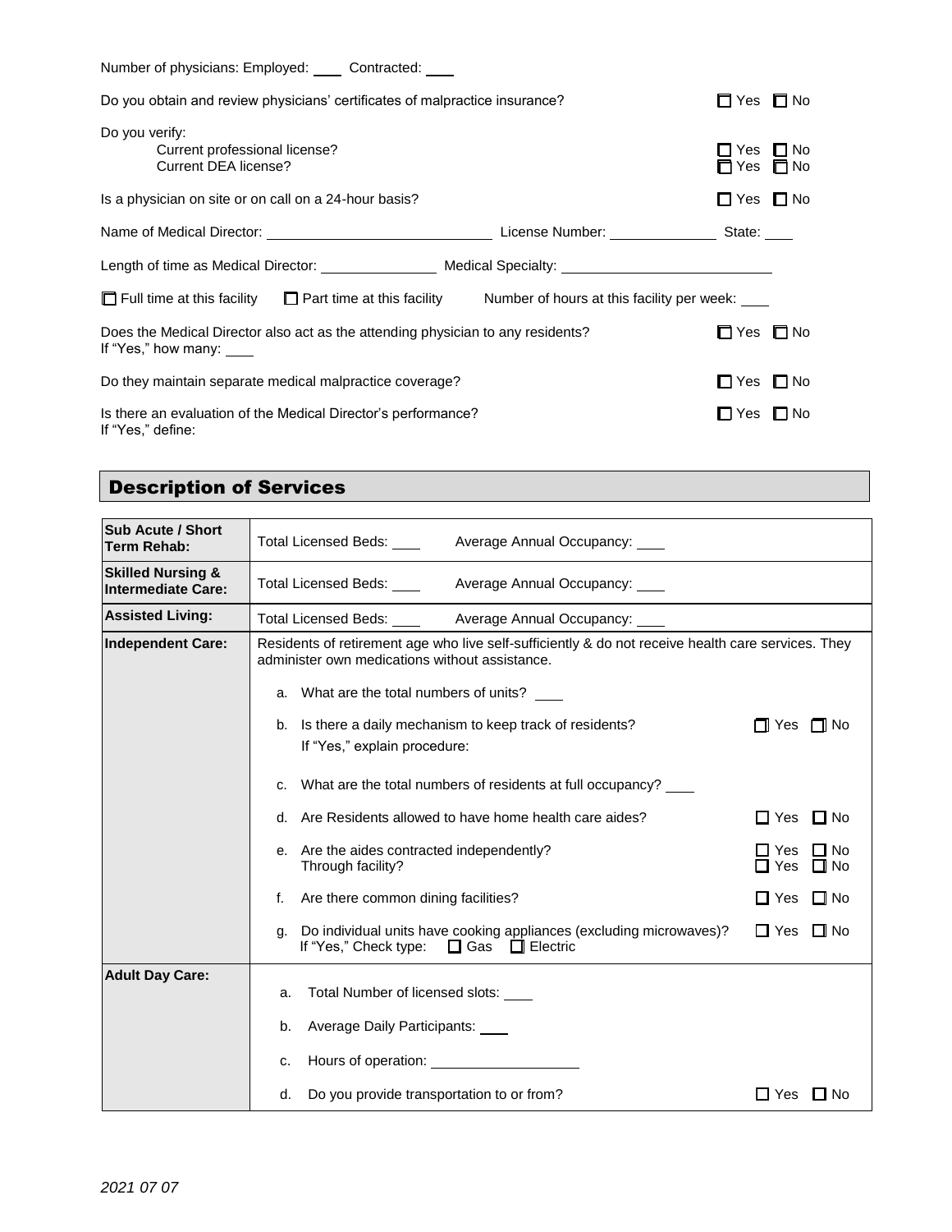Number of physicians: Employed: ____ Contracted: ____

Do you obtain and review physicians' certificates of malpractice insurance? ☐ Yes ☐ No

Do you verify:

- Current professional license? ☐ Yes ☐ No
- Current DEA license? ☐ Yes ☐ No

Is a physician on site or on call on a 24-hour basis? ☐ Yes ☐ No

Name of Medical Director: ____________________________ License Number: _____________ State: ____

Length of time as Medical Director: _______________ Medical Specialty: __________________________

☐ Full time at this facility ☐ Part time at this facility Number of hours at this facility per week: ____

Does the Medical Director also act as the attending physician to any residents? ☐ Yes ☐ No
If "Yes," how many: ____

Do they maintain separate medical malpractice coverage? ☐ Yes ☐ No

Is there an evaluation of the Medical Director's performance? ☐ Yes ☐ No
If "Yes," define:

## Description of Services

| | |
|---|---|
| **Sub Acute / Short Term Rehab:** | Total Licensed Beds: ____ Average Annual Occupancy: ____ |
| **Skilled Nursing & Intermediate Care:** | Total Licensed Beds: ____ Average Annual Occupancy: ____ |
| **Assisted Living:** | Total Licensed Beds: ____ Average Annual Occupancy: ____ |
| **Independent Care:** | Residents of retirement age who live self-sufficiently & do not receive health care services. They administer own medications without assistance.<br>a. What are the total numbers of units? ____<br>b. Is there a daily mechanism to keep track of residents? ☐ Yes ☐ No<br>If "Yes," explain procedure:<br>c. What are the total numbers of residents at full occupancy? ____<br>d. Are Residents allowed to have home health care aides? ☐ Yes ☐ No<br>e. Are the aides contracted independently? ☐ Yes ☐ No<br>Through facility? ☐ Yes ☐ No<br>f. Are there common dining facilities? ☐ Yes ☐ No<br>g. Do individual units have cooking appliances (excluding microwaves)? ☐ Yes ☐ No<br>If "Yes," Check type: ☐ Gas ☐ Electric |
| **Adult Day Care:** | a. Total Number of licensed slots: ____<br>b. Average Daily Participants: ____<br>c. Hours of operation: __________________<br>d. Do you provide transportation to or from? ☐ Yes ☐ No |

*2021 07 07*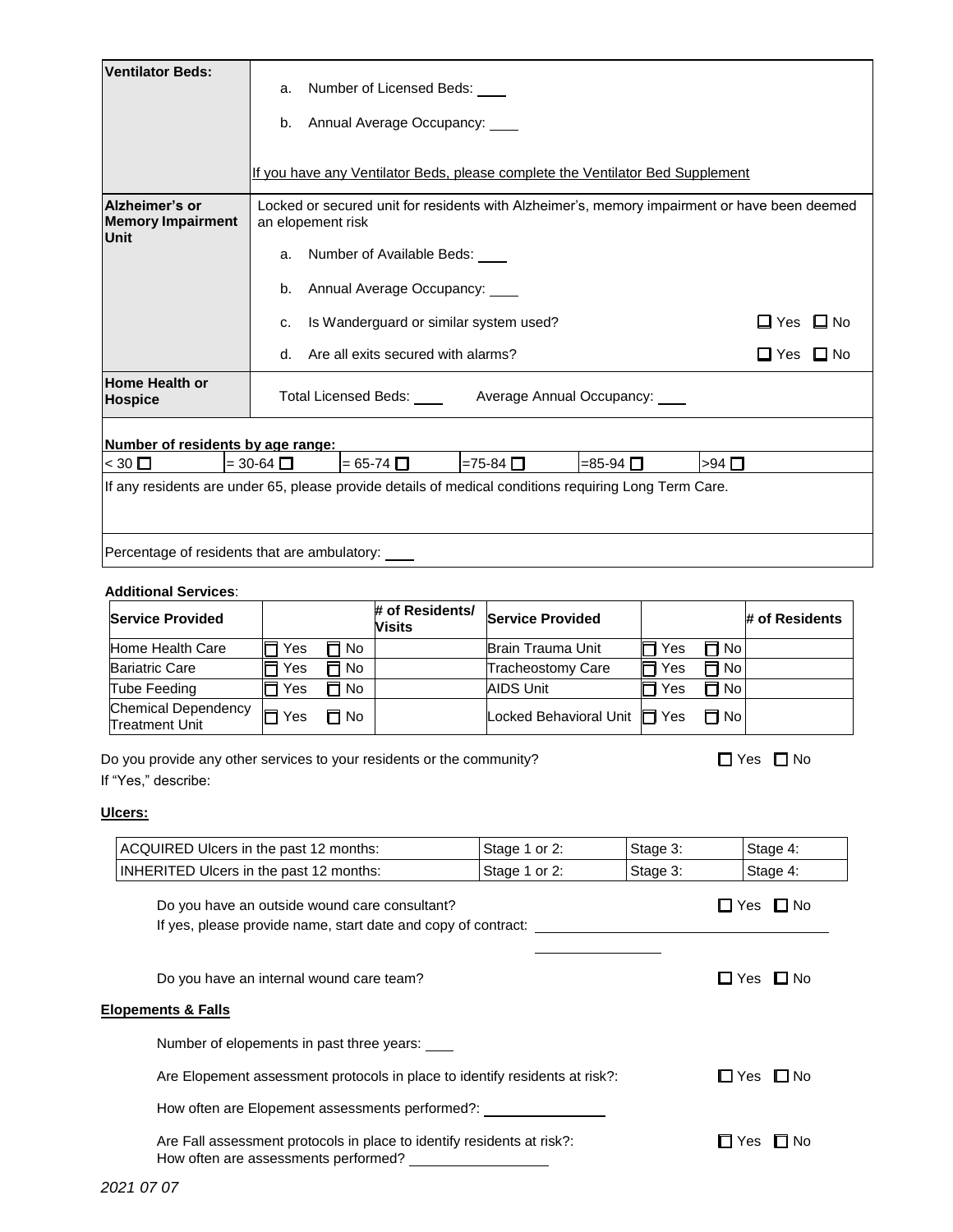| **Ventilator Beds:** | a. Number of Licensed Beds: ____<br><br>b. Annual Average Occupancy: ____<br><br>If you have any Ventilator Beds, please complete the Ventilator Bed Supplement |
|---|---|
| **Alzheimer's or Memory Impairment Unit** | Locked or secured unit for residents with Alzheimer's, memory impairment or have been deemed an elopement risk<br><br>a. Number of Available Beds: ____<br><br>b. Annual Average Occupancy: ____<br><br>c. Is Wanderguard or similar system used? ☐ Yes ☐ No<br><br>d. Are all exits secured with alarms? ☐ Yes ☐ No |
| **Home Health or Hospice** | Total Licensed Beds: ____ Average Annual Occupancy: ____ |

**Number of residents by age range:**

| < 30 ☐ | = 30-64 ☐ | = 65-74 ☐ | =75-84 ☐ | =85-94 ☐ | >94 ☐ |
|---|---|---|---|---|---|

If any residents are under 65, please provide details of medical conditions requiring Long Term Care.

Percentage of residents that are ambulatory: ____

**Additional Services**:

| **Service Provided** | | | **# of Residents/ Visits** | **Service Provided** | | | **# of Residents** |
|---|---|---|---|---|---|---|---|
| Home Health Care | ☐ Yes | ☐ No | | Brain Trauma Unit | ☐ Yes | ☐ No | |
| Bariatric Care | ☐ Yes | ☐ No | | Tracheostomy Care | ☐ Yes | ☐ No | |
| Tube Feeding | ☐ Yes | ☐ No | | AIDS Unit | ☐ Yes | ☐ No | |
| Chemical Dependency Treatment Unit | ☐ Yes | ☐ No | | Locked Behavioral Unit | ☐ Yes | ☐ No | |

Do you provide any other services to your residents or the community? ☐ Yes ☐ No

If "Yes," describe:

**Ulcers:**

| ACQUIRED Ulcers in the past 12 months: | Stage 1 or 2: | Stage 3: | Stage 4: |
|---|---|---|---|
| INHERITED Ulcers in the past 12 months: | Stage 1 or 2: | Stage 3: | Stage 4: |

Do you have an outside wound care consultant? ☐ Yes ☐ No

If yes, please provide name, start date and copy of contract: ________________

Do you have an internal wound care team? ☐ Yes ☐ No

**Elopements & Falls**

Number of elopements in past three years: ____

Are Elopement assessment protocols in place to identify residents at risk?: ☐ Yes ☐ No

How often are Elopement assessments performed?: ________________

Are Fall assessment protocols in place to identify residents at risk?: ☐ Yes ☐ No

How often are assessments performed? ________________

*2021 07 07*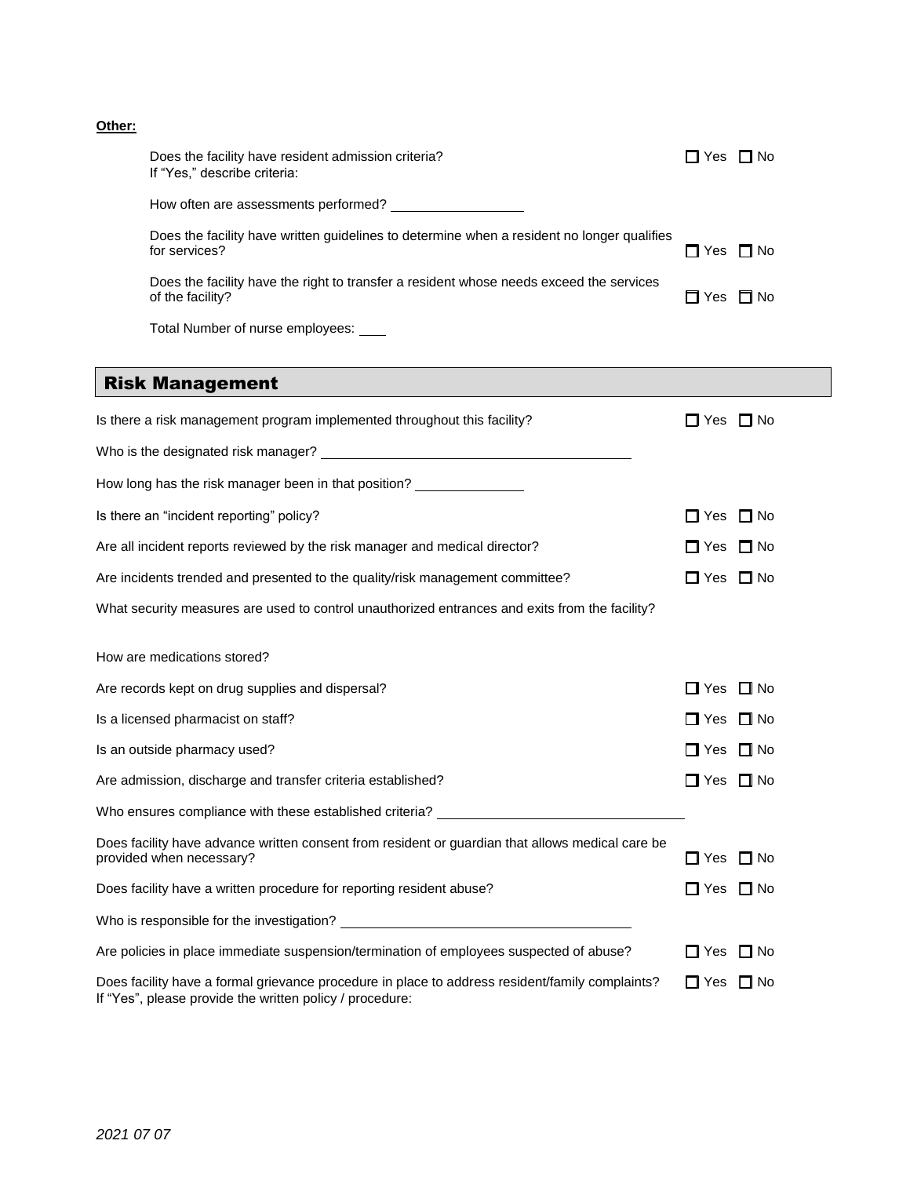**Other:**

Does the facility have resident admission criteria? ☐ Yes ☐ No
If "Yes," describe criteria:

How often are assessments performed? __________________

Does the facility have written guidelines to determine when a resident no longer qualifies for services? ☐ Yes ☐ No

Does the facility have the right to transfer a resident whose needs exceed the services of the facility? ☐ Yes ☐ No

Total Number of nurse employees: ____

## Risk Management

Is there a risk management program implemented throughout this facility? ☐ Yes ☐ No

Who is the designated risk manager? ____________________________________________

How long has the risk manager been in that position? _______________

Is there an "incident reporting" policy? ☐ Yes ☐ No

Are all incident reports reviewed by the risk manager and medical director? ☐ Yes ☐ No

Are incidents trended and presented to the quality/risk management committee? ☐ Yes ☐ No

What security measures are used to control unauthorized entrances and exits from the facility?

How are medications stored?

Are records kept on drug supplies and dispersal? ☐ Yes ☐ No

Is a licensed pharmacist on staff? ☐ Yes ☐ No

Is an outside pharmacy used? ☐ Yes ☐ No

Are admission, discharge and transfer criteria established? ☐ Yes ☐ No

Who ensures compliance with these established criteria? __________________________________

Does facility have advance written consent from resident or guardian that allows medical care be provided when necessary? ☐ Yes ☐ No

Does facility have a written procedure for reporting resident abuse? ☐ Yes ☐ No

Who is responsible for the investigation? ________________________________________

Are policies in place immediate suspension/termination of employees suspected of abuse? ☐ Yes ☐ No

Does facility have a formal grievance procedure in place to address resident/family complaints? ☐ Yes ☐ No
If "Yes", please provide the written policy / procedure:

*2021 07 07*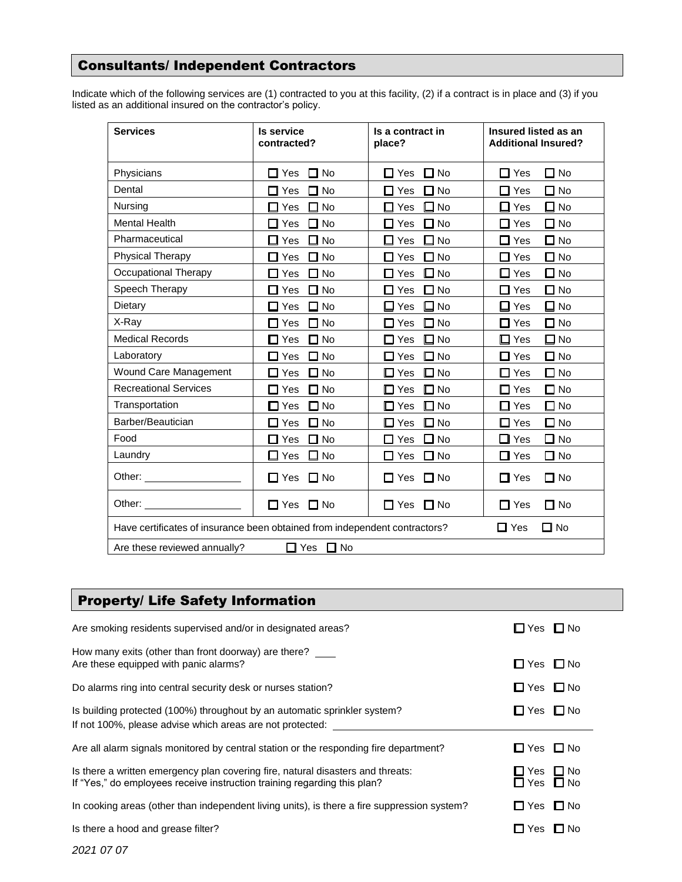## Consultants/ Independent Contractors

Indicate which of the following services are (1) contracted to you at this facility, (2) if a contract is in place and (3) if you listed as an additional insured on the contractor's policy.

| Services | Is service contracted? | Is a contract in place? | Insured listed as an Additional Insured? |
|---|---|---|---|
| Physicians | ☐ Yes ☐ No | ☐ Yes ☐ No | ☐ Yes ☐ No |
| Dental | ☐ Yes ☐ No | ☐ Yes ☐ No | ☐ Yes ☐ No |
| Nursing | ☐ Yes ☐ No | ☐ Yes ☐ No | ☐ Yes ☐ No |
| Mental Health | ☐ Yes ☐ No | ☐ Yes ☐ No | ☐ Yes ☐ No |
| Pharmaceutical | ☐ Yes ☐ No | ☐ Yes ☐ No | ☐ Yes ☐ No |
| Physical Therapy | ☐ Yes ☐ No | ☐ Yes ☐ No | ☐ Yes ☐ No |
| Occupational Therapy | ☐ Yes ☐ No | ☐ Yes ☐ No | ☐ Yes ☐ No |
| Speech Therapy | ☐ Yes ☐ No | ☐ Yes ☐ No | ☐ Yes ☐ No |
| Dietary | ☐ Yes ☐ No | ☐ Yes ☐ No | ☐ Yes ☐ No |
| X-Ray | ☐ Yes ☐ No | ☐ Yes ☐ No | ☐ Yes ☐ No |
| Medical Records | ☐ Yes ☐ No | ☐ Yes ☐ No | ☐ Yes ☐ No |
| Laboratory | ☐ Yes ☐ No | ☐ Yes ☐ No | ☐ Yes ☐ No |
| Wound Care Management | ☐ Yes ☐ No | ☐ Yes ☐ No | ☐ Yes ☐ No |
| Recreational Services | ☐ Yes ☐ No | ☐ Yes ☐ No | ☐ Yes ☐ No |
| Transportation | ☐ Yes ☐ No | ☐ Yes ☐ No | ☐ Yes ☐ No |
| Barber/Beautician | ☐ Yes ☐ No | ☐ Yes ☐ No | ☐ Yes ☐ No |
| Food | ☐ Yes ☐ No | ☐ Yes ☐ No | ☐ Yes ☐ No |
| Laundry | ☐ Yes ☐ No | ☐ Yes ☐ No | ☐ Yes ☐ No |
| Other: ________________ | ☐ Yes ☐ No | ☐ Yes ☐ No | ☐ Yes ☐ No |
| Other: ________________ | ☐ Yes ☐ No | ☐ Yes ☐ No | ☐ Yes ☐ No |
| Have certificates of insurance been obtained from independent contractors? | | | ☐ Yes ☐ No |
| Are these reviewed annually? ☐ Yes ☐ No | | | |

## Property/ Life Safety Information

Are smoking residents supervised and/or in designated areas? ☐ Yes ☐ No

How many exits (other than front doorway) are there? ____
Are these equipped with panic alarms? ☐ Yes ☐ No

Do alarms ring into central security desk or nurses station? ☐ Yes ☐ No

Is building protected (100%) throughout by an automatic sprinkler system? ☐ Yes ☐ No
If not 100%, please advise which areas are not protected: ________________________________

Are all alarm signals monitored by central station or the responding fire department? ☐ Yes ☐ No

Is there a written emergency plan covering fire, natural disasters and threats: ☐ Yes ☐ No
If "Yes," do employees receive instruction training regarding this plan? ☐ Yes ☐ No

In cooking areas (other than independent living units), is there a fire suppression system? ☐ Yes ☐ No

Is there a hood and grease filter? ☐ Yes ☐ No

*2021 07 07*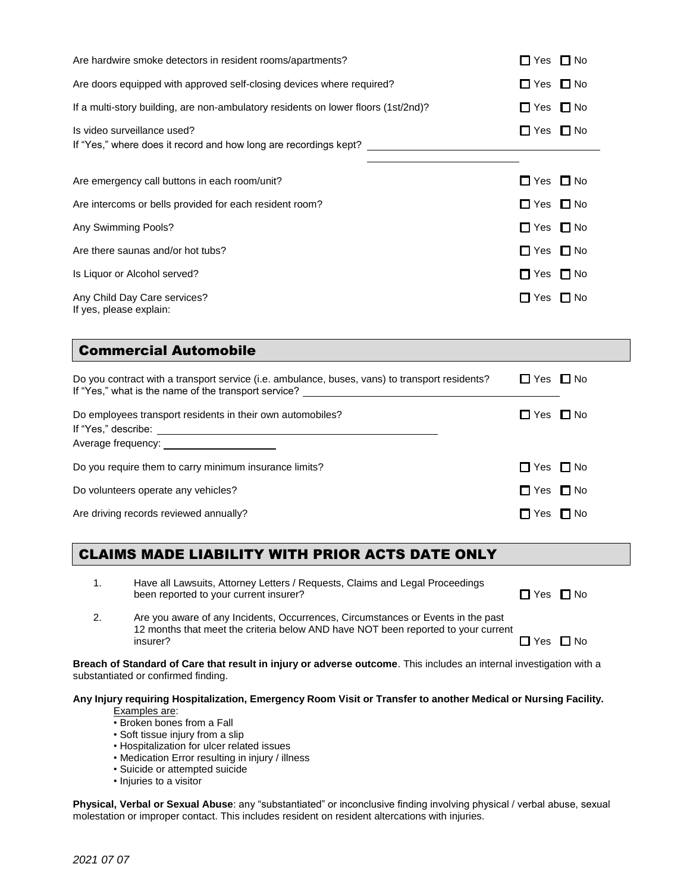Are hardwire smoke detectors in resident rooms/apartments? ☐ Yes ☐ No

Are doors equipped with approved self-closing devices where required? ☐ Yes ☐ No

If a multi-story building, are non-ambulatory residents on lower floors (1st/2nd)? ☐ Yes ☐ No

Is video surveillance used? ☐ Yes ☐ No
If "Yes," where does it record and how long are recordings kept? ______________________________

Are emergency call buttons in each room/unit? ☐ Yes ☐ No

Are intercoms or bells provided for each resident room? ☐ Yes ☐ No

Any Swimming Pools? ☐ Yes ☐ No

Are there saunas and/or hot tubs? ☐ Yes ☐ No

Is Liquor or Alcohol served? ☐ Yes ☐ No

Any Child Day Care services? ☐ Yes ☐ No
If yes, please explain:

## Commercial Automobile

Do you contract with a transport service (i.e. ambulance, buses, vans) to transport residents? ☐ Yes ☐ No
If "Yes," what is the name of the transport service? ______________________________

Do employees transport residents in their own automobiles? ☐ Yes ☐ No
If "Yes," describe: ______________________________
Average frequency: ____________________

Do you require them to carry minimum insurance limits? ☐ Yes ☐ No

Do volunteers operate any vehicles? ☐ Yes ☐ No

Are driving records reviewed annually? ☐ Yes ☐ No

## CLAIMS MADE LIABILITY WITH PRIOR ACTS DATE ONLY

1. Have all Lawsuits, Attorney Letters / Requests, Claims and Legal Proceedings been reported to your current insurer? ☐ Yes ☐ No

2. Are you aware of any Incidents, Occurrences, Circumstances or Events in the past 12 months that meet the criteria below AND have NOT been reported to your current insurer? ☐ Yes ☐ No

**Breach of Standard of Care that result in injury or adverse outcome**. This includes an internal investigation with a substantiated or confirmed finding.

**Any Injury requiring Hospitalization, Emergency Room Visit or Transfer to another Medical or Nursing Facility.**

Examples are:

- Broken bones from a Fall
- Soft tissue injury from a slip
- Hospitalization for ulcer related issues
- Medication Error resulting in injury / illness
- Suicide or attempted suicide
- Injuries to a visitor

**Physical, Verbal or Sexual Abuse**: any "substantiated" or inconclusive finding involving physical / verbal abuse, sexual molestation or improper contact. This includes resident on resident altercations with injuries.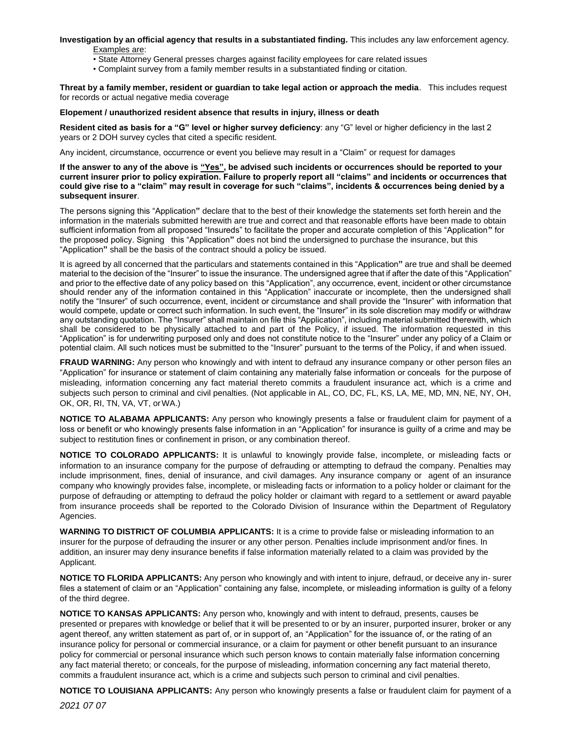**Investigation by an official agency that results in a substantiated finding.** This includes any law enforcement agency.

Examples are:

- State Attorney General presses charges against facility employees for care related issues
- Complaint survey from a family member results in a substantiated finding or citation.

**Threat by a family member, resident or guardian to take legal action or approach the media**. This includes request for records or actual negative media coverage

**Elopement / unauthorized resident absence that results in injury, illness or death**

**Resident cited as basis for a "G" level or higher survey deficiency**: any "G" level or higher deficiency in the last 2 years or 2 DOH survey cycles that cited a specific resident.

Any incident, circumstance, occurrence or event you believe may result in a "Claim" or request for damages

**If the answer to any of the above is "Yes", be advised such incidents or occurrences should be reported to your current insurer prior to policy expiration. Failure to properly report all "claims" and incidents or occurrences that could give rise to a "claim" may result in coverage for such "claims", incidents & occurrences being denied by a subsequent insurer**.

The persons signing this "Application" declare that to the best of their knowledge the statements set forth herein and the information in the materials submitted herewith are true and correct and that reasonable efforts have been made to obtain sufficient information from all proposed "Insureds" to facilitate the proper and accurate completion of this "Application" for the proposed policy. Signing this "Application" does not bind the undersigned to purchase the insurance, but this "Application" shall be the basis of the contract should a policy be issued.

It is agreed by all concerned that the particulars and statements contained in this "Application" are true and shall be deemed material to the decision of the "Insurer" to issue the insurance. The undersigned agree that if after the date of this "Application" and prior to the effective date of any policy based on this "Application", any occurrence, event, incident or other circumstance should render any of the information contained in this "Application" inaccurate or incomplete, then the undersigned shall notify the "Insurer" of such occurrence, event, incident or circumstance and shall provide the "Insurer" with information that would compete, update or correct such information. In such event, the "Insurer" in its sole discretion may modify or withdraw any outstanding quotation. The "Insurer" shall maintain on file this "Application", including material submitted therewith, which shall be considered to be physically attached to and part of the Policy, if issued. The information requested in this "Application" is for underwriting purposed only and does not constitute notice to the "Insurer" under any policy of a Claim or potential claim. All such notices must be submitted to the "Insurer" pursuant to the terms of the Policy, if and when issued.

**FRAUD WARNING:** Any person who knowingly and with intent to defraud any insurance company or other person files an "Application" for insurance or statement of claim containing any materially false information or conceals for the purpose of misleading, information concerning any fact material thereto commits a fraudulent insurance act, which is a crime and subjects such person to criminal and civil penalties. (Not applicable in AL, CO, DC, FL, KS, LA, ME, MD, MN, NE, NY, OH, OK, OR, RI, TN, VA, VT, or WA.)

**NOTICE TO ALABAMA APPLICANTS:** Any person who knowingly presents a false or fraudulent claim for payment of a loss or benefit or who knowingly presents false information in an "Application" for insurance is guilty of a crime and may be subject to restitution fines or confinement in prison, or any combination thereof.

**NOTICE TO COLORADO APPLICANTS:** It is unlawful to knowingly provide false, incomplete, or misleading facts or information to an insurance company for the purpose of defrauding or attempting to defraud the company. Penalties may include imprisonment, fines, denial of insurance, and civil damages. Any insurance company or agent of an insurance company who knowingly provides false, incomplete, or misleading facts or information to a policy holder or claimant for the purpose of defrauding or attempting to defraud the policy holder or claimant with regard to a settlement or award payable from insurance proceeds shall be reported to the Colorado Division of Insurance within the Department of Regulatory Agencies.

**WARNING TO DISTRICT OF COLUMBIA APPLICANTS:** It is a crime to provide false or misleading information to an insurer for the purpose of defrauding the insurer or any other person. Penalties include imprisonment and/or fines. In addition, an insurer may deny insurance benefits if false information materially related to a claim was provided by the Applicant.

**NOTICE TO FLORIDA APPLICANTS:** Any person who knowingly and with intent to injure, defraud, or deceive any in- surer files a statement of claim or an "Application" containing any false, incomplete, or misleading information is guilty of a felony of the third degree.

**NOTICE TO KANSAS APPLICANTS:** Any person who, knowingly and with intent to defraud, presents, causes be presented or prepares with knowledge or belief that it will be presented to or by an insurer, purported insurer, broker or any agent thereof, any written statement as part of, or in support of, an "Application" for the issuance of, or the rating of an insurance policy for personal or commercial insurance, or a claim for payment or other benefit pursuant to an insurance policy for commercial or personal insurance which such person knows to contain materially false information concerning any fact material thereto; or conceals, for the purpose of misleading, information concerning any fact material thereto, commits a fraudulent insurance act, which is a crime and subjects such person to criminal and civil penalties.

**NOTICE TO LOUISIANA APPLICANTS:** Any person who knowingly presents a false or fraudulent claim for payment of a

*2021 07 07*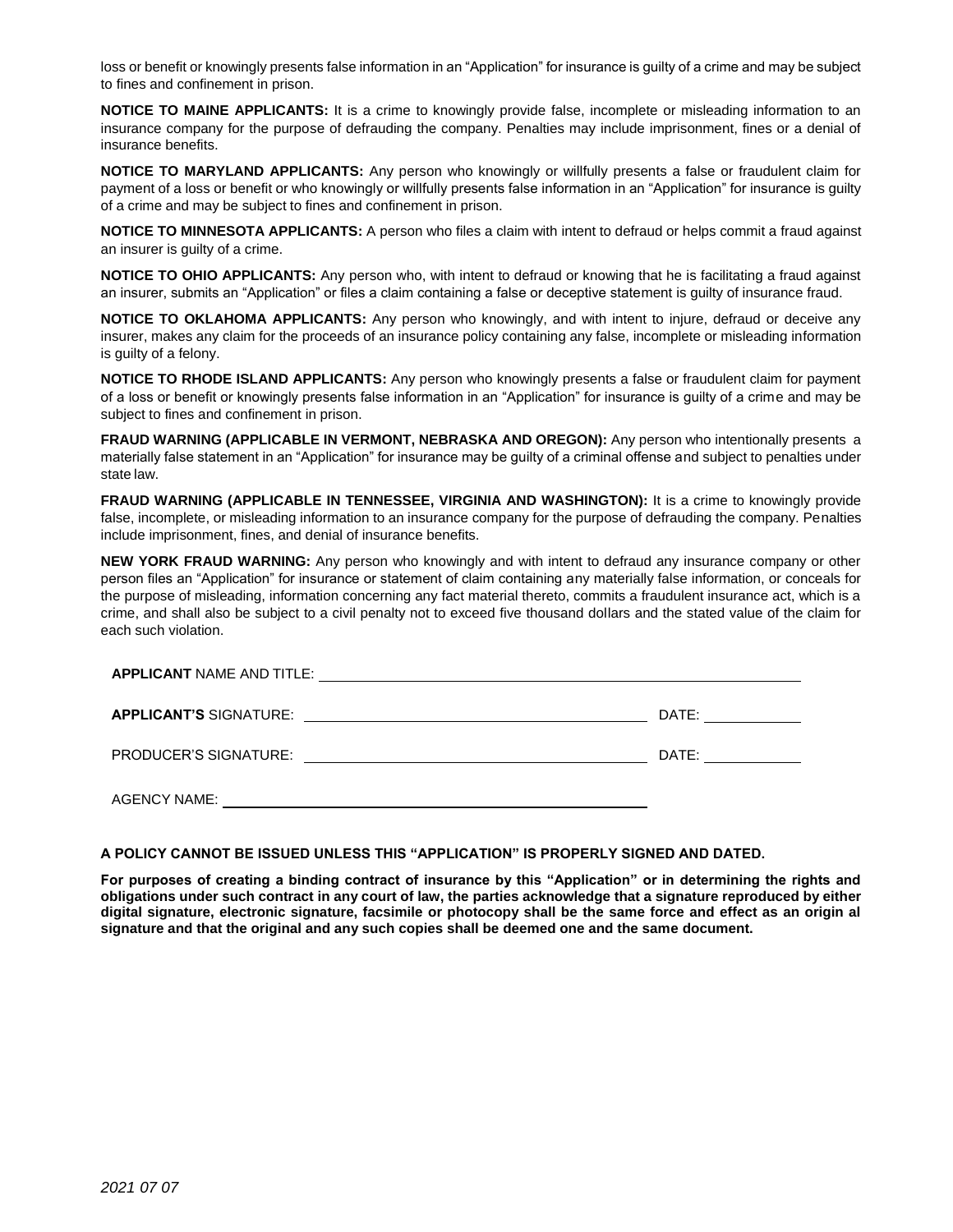loss or benefit or knowingly presents false information in an "Application" for insurance is guilty of a crime and may be subject to fines and confinement in prison.

**NOTICE TO MAINE APPLICANTS:** It is a crime to knowingly provide false, incomplete or misleading information to an insurance company for the purpose of defrauding the company. Penalties may include imprisonment, fines or a denial of insurance benefits.

**NOTICE TO MARYLAND APPLICANTS:** Any person who knowingly or willfully presents a false or fraudulent claim for payment of a loss or benefit or who knowingly or willfully presents false information in an "Application" for insurance is guilty of a crime and may be subject to fines and confinement in prison.

**NOTICE TO MINNESOTA APPLICANTS:** A person who files a claim with intent to defraud or helps commit a fraud against an insurer is guilty of a crime.

**NOTICE TO OHIO APPLICANTS:** Any person who, with intent to defraud or knowing that he is facilitating a fraud against an insurer, submits an "Application" or files a claim containing a false or deceptive statement is guilty of insurance fraud.

**NOTICE TO OKLAHOMA APPLICANTS:** Any person who knowingly, and with intent to injure, defraud or deceive any insurer, makes any claim for the proceeds of an insurance policy containing any false, incomplete or misleading information is guilty of a felony.

**NOTICE TO RHODE ISLAND APPLICANTS:** Any person who knowingly presents a false or fraudulent claim for payment of a loss or benefit or knowingly presents false information in an "Application" for insurance is guilty of a crime and may be subject to fines and confinement in prison.

**FRAUD WARNING (APPLICABLE IN VERMONT, NEBRASKA AND OREGON):** Any person who intentionally presents a materially false statement in an "Application" for insurance may be guilty of a criminal offense and subject to penalties under state law.

**FRAUD WARNING (APPLICABLE IN TENNESSEE, VIRGINIA AND WASHINGTON):** It is a crime to knowingly provide false, incomplete, or misleading information to an insurance company for the purpose of defrauding the company. Penalties include imprisonment, fines, and denial of insurance benefits.

**NEW YORK FRAUD WARNING:** Any person who knowingly and with intent to defraud any insurance company or other person files an "Application" for insurance or statement of claim containing any materially false information, or conceals for the purpose of misleading, information concerning any fact material thereto, commits a fraudulent insurance act, which is a crime, and shall also be subject to a civil penalty not to exceed five thousand dollars and the stated value of the claim for each such violation.

**APPLICANT** NAME AND TITLE: ______________________________

**APPLICANT'S** SIGNATURE: ______________________________ DATE: __________

PRODUCER'S SIGNATURE: ______________________________ DATE: __________

AGENCY NAME: ______________________________

**A POLICY CANNOT BE ISSUED UNLESS THIS "APPLICATION" IS PROPERLY SIGNED AND DATED.**

**For purposes of creating a binding contract of insurance by this "Application" or in determining the rights and obligations under such contract in any court of law, the parties acknowledge that a signature reproduced by either digital signature, electronic signature, facsimile or photocopy shall be the same force and effect as an origin al signature and that the original and any such copies shall be deemed one and the same document.**

*2021 07 07*